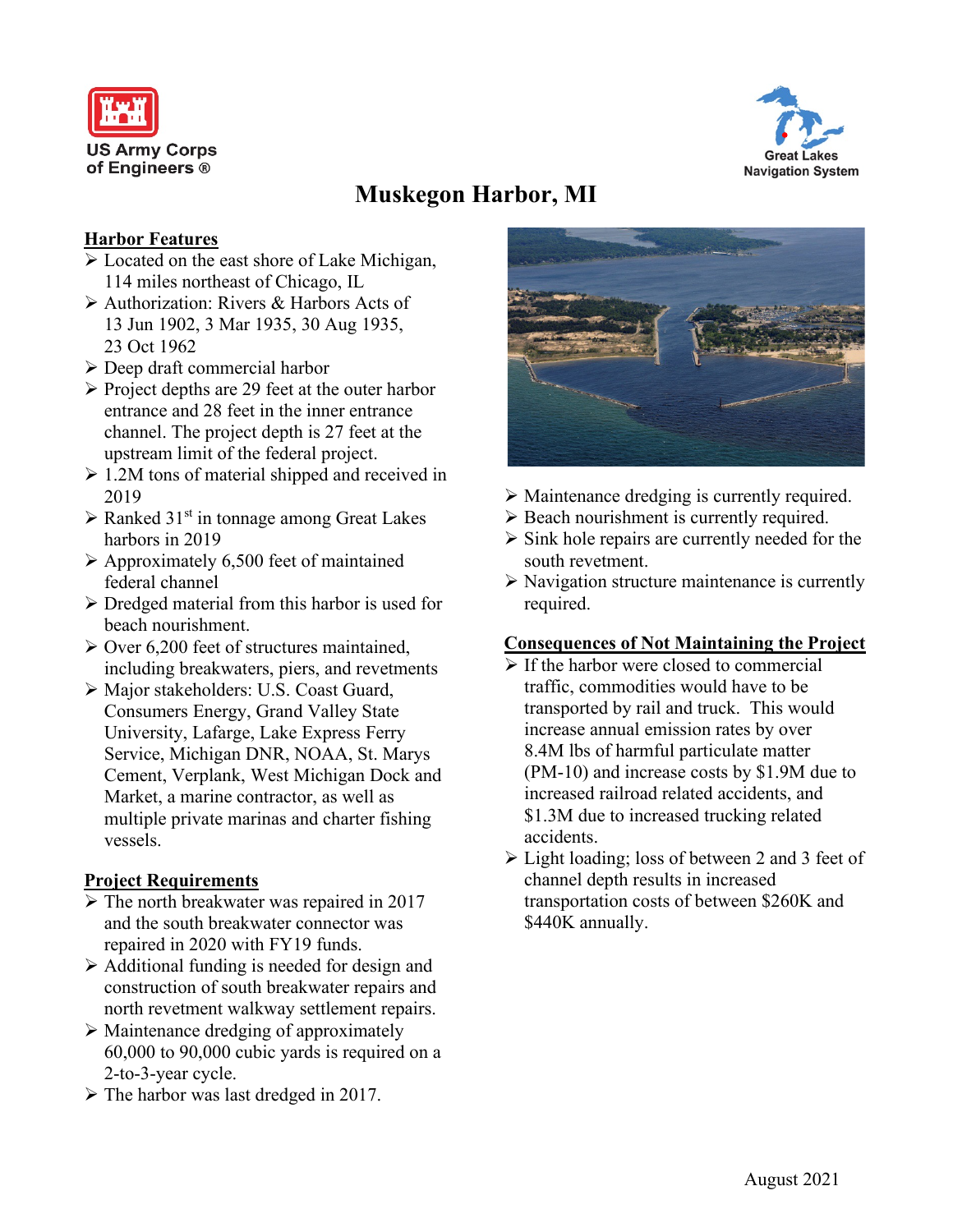US Army Corps of Engineers ®

Great Lakes Navigation System

# Muskegon Harbor, MI

## Harbor Features

- Located on the east shore of Lake Michigan, 114 miles northeast of Chicago, IL
- Authorization: Rivers & Harbors Acts of 13 Jun 1902, 3 Mar 1935, 30 Aug 1935, 23 Oct 1962
- Deep draft commercial harbor
- Project depths are 29 feet at the outer harbor entrance and 28 feet in the inner entrance channel. The project depth is 27 feet at the upstream limit of the federal project.
- 1.2M tons of material shipped and received in 2019
- Ranked 31st in tonnage among Great Lakes harbors in 2019
- Approximately 6,500 feet of maintained federal channel
- Dredged material from this harbor is used for beach nourishment.
- Over 6,200 feet of structures maintained, including breakwaters, piers, and revetments
- Major stakeholders: U.S. Coast Guard, Consumers Energy, Grand Valley State University, Lafarge, Lake Express Ferry Service, Michigan DNR, NOAA, St. Marys Cement, Verplank, West Michigan Dock and Market, a marine contractor, as well as multiple private marinas and charter fishing vessels.

## Project Requirements

- The north breakwater was repaired in 2017 and the south breakwater connector was repaired in 2020 with FY19 funds.
- Additional funding is needed for design and construction of south breakwater repairs and north revetment walkway settlement repairs.
- Maintenance dredging of approximately 60,000 to 90,000 cubic yards is required on a 2-to-3-year cycle.
- The harbor was last dredged in 2017.
- Maintenance dredging is currently required.
- Beach nourishment is currently required.
- Sink hole repairs are currently needed for the south revetment.
- Navigation structure maintenance is currently required.

## Consequences of Not Maintaining the Project

- If the harbor were closed to commercial traffic, commodities would have to be transported by rail and truck. This would increase annual emission rates by over 8.4M lbs of harmful particulate matter (PM-10) and increase costs by $1.9M due to increased railroad related accidents, and $1.3M due to increased trucking related accidents.
- Light loading; loss of between 2 and 3 feet of channel depth results in increased transportation costs of between $260K and $440K annually.

August 2021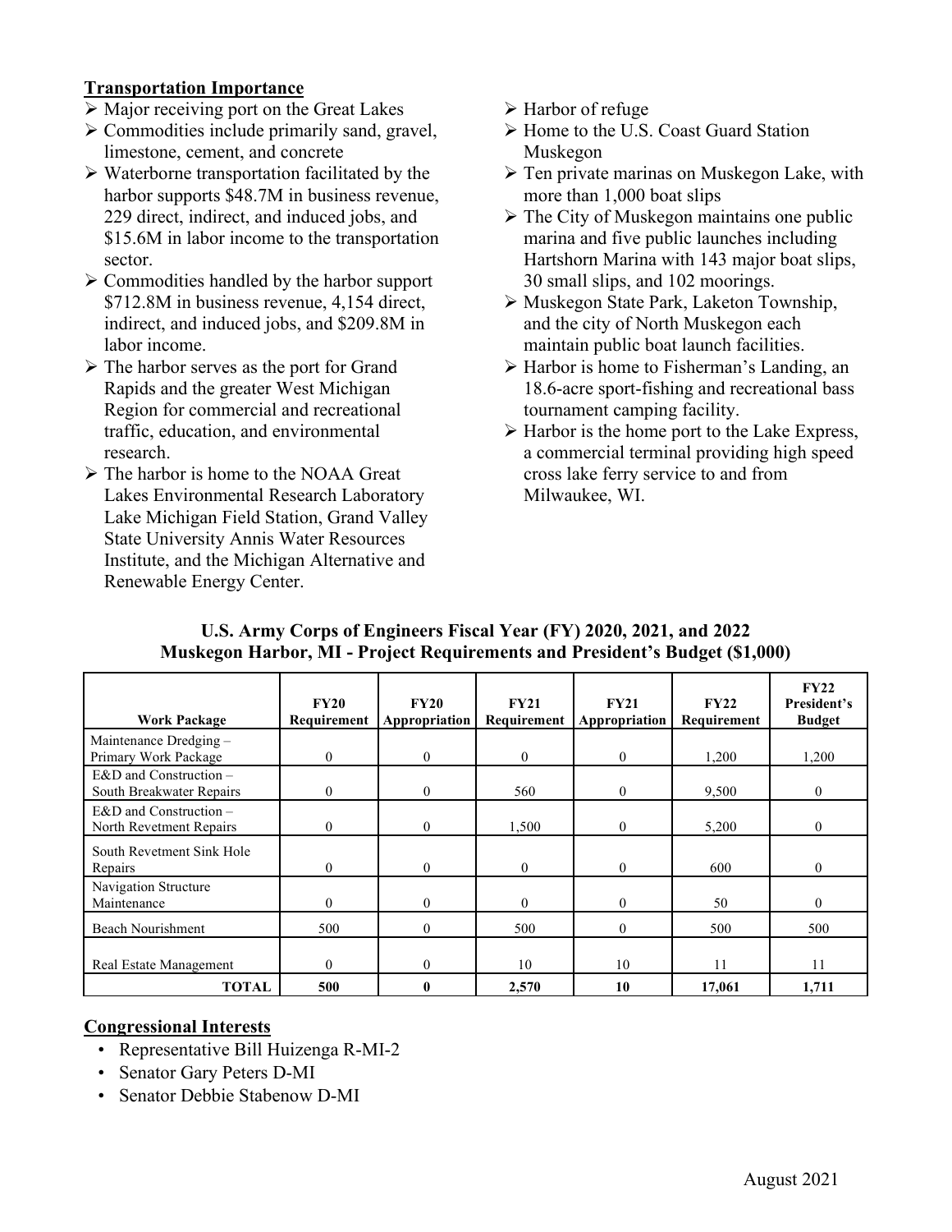## Transportation Importance

- Major receiving port on the Great Lakes
- Commodities include primarily sand, gravel, limestone, cement, and concrete
- Waterborne transportation facilitated by the harbor supports $48.7M in business revenue, 229 direct, indirect, and induced jobs, and $15.6M in labor income to the transportation sector.
- Commodities handled by the harbor support $712.8M in business revenue, 4,154 direct, indirect, and induced jobs, and $209.8M in labor income.
- The harbor serves as the port for Grand Rapids and the greater West Michigan Region for commercial and recreational traffic, education, and environmental research.
- The harbor is home to the NOAA Great Lakes Environmental Research Laboratory Lake Michigan Field Station, Grand Valley State University Annis Water Resources Institute, and the Michigan Alternative and Renewable Energy Center.
- Harbor of refuge
- Home to the U.S. Coast Guard Station Muskegon
- Ten private marinas on Muskegon Lake, with more than 1,000 boat slips
- The City of Muskegon maintains one public marina and five public launches including Hartshorn Marina with 143 major boat slips, 30 small slips, and 102 moorings.
- Muskegon State Park, Laketon Township, and the city of North Muskegon each maintain public boat launch facilities.
- Harbor is home to Fisherman's Landing, an 18.6-acre sport-fishing and recreational bass tournament camping facility.
- Harbor is the home port to the Lake Express, a commercial terminal providing high speed cross lake ferry service to and from Milwaukee, WI.

**U.S. Army Corps of Engineers Fiscal Year (FY) 2020, 2021, and 2022**
**Muskegon Harbor, MI - Project Requirements and President's Budget ($1,000)**

| Work Package | FY20 Requirement | FY20 Appropriation | FY21 Requirement | FY21 Appropriation | FY22 Requirement | FY22 President's Budget |
|---|---|---|---|---|---|---|
| Maintenance Dredging – Primary Work Package | 0 | 0 | 0 | 0 | 1,200 | 1,200 |
| E&D and Construction – South Breakwater Repairs | 0 | 0 | 560 | 0 | 9,500 | 0 |
| E&D and Construction – North Revetment Repairs | 0 | 0 | 1,500 | 0 | 5,200 | 0 |
| South Revetment Sink Hole Repairs | 0 | 0 | 0 | 0 | 600 | 0 |
| Navigation Structure Maintenance | 0 | 0 | 0 | 0 | 50 | 0 |
| Beach Nourishment | 500 | 0 | 500 | 0 | 500 | 500 |
| Real Estate Management | 0 | 0 | 10 | 10 | 11 | 11 |
| **TOTAL** | **500** | **0** | **2,570** | **10** | **17,061** | **1,711** |

## Congressional Interests

- Representative Bill Huizenga R-MI-2
- Senator Gary Peters D-MI
- Senator Debbie Stabenow D-MI

August 2021